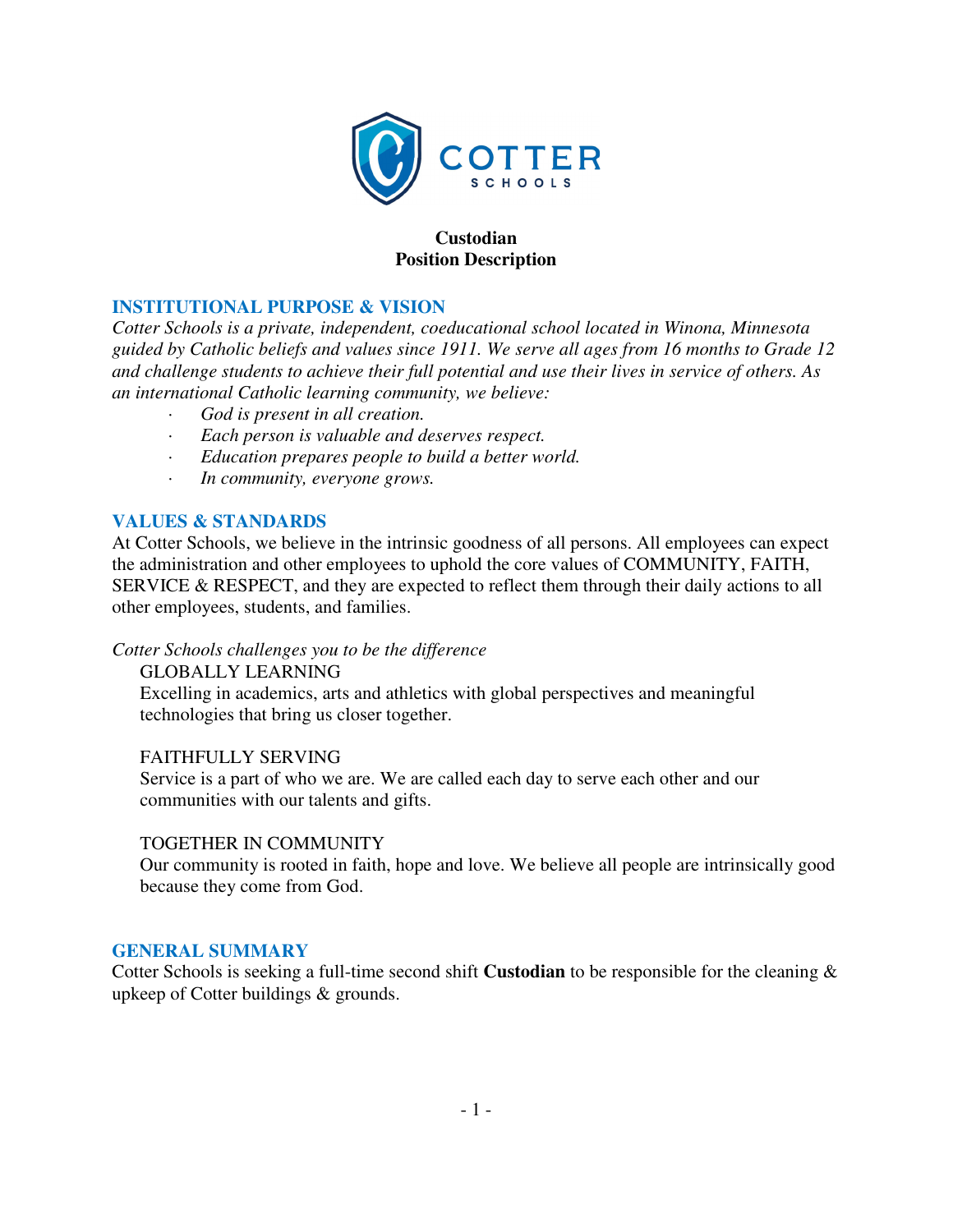# COTTER SCHOOLS

**Custodian**
**Position Description**

## INSTITUTIONAL PURPOSE & VISION

*Cotter Schools is a private, independent, coeducational school located in Winona, Minnesota guided by Catholic beliefs and values since 1911. We serve all ages from 16 months to Grade 12 and challenge students to achieve their full potential and use their lives in service of others. As an international Catholic learning community, we believe:*

- *God is present in all creation.*
- *Each person is valuable and deserves respect.*
- *Education prepares people to build a better world.*
- *In community, everyone grows.*

## VALUES & STANDARDS

At Cotter Schools, we believe in the intrinsic goodness of all persons. All employees can expect the administration and other employees to uphold the core values of COMMUNITY, FAITH, SERVICE & RESPECT, and they are expected to reflect them through their daily actions to all other employees, students, and families.

*Cotter Schools challenges you to be the difference*

GLOBALLY LEARNING
Excelling in academics, arts and athletics with global perspectives and meaningful technologies that bring us closer together.

FAITHFULLY SERVING
Service is a part of who we are. We are called each day to serve each other and our communities with our talents and gifts.

TOGETHER IN COMMUNITY
Our community is rooted in faith, hope and love. We believe all people are intrinsically good because they come from God.

## GENERAL SUMMARY

Cotter Schools is seeking a full-time second shift **Custodian** to be responsible for the cleaning & upkeep of Cotter buildings & grounds.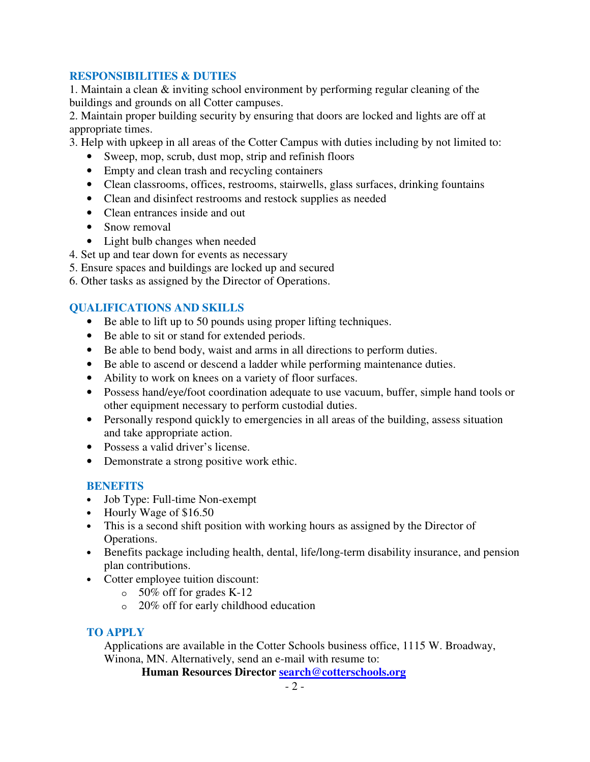## RESPONSIBILITIES & DUTIES

1. Maintain a clean & inviting school environment by performing regular cleaning of the buildings and grounds on all Cotter campuses.
2. Maintain proper building security by ensuring that doors are locked and lights are off at appropriate times.
3. Help with upkeep in all areas of the Cotter Campus with duties including by not limited to:
   - Sweep, mop, scrub, dust mop, strip and refinish floors
   - Empty and clean trash and recycling containers
   - Clean classrooms, offices, restrooms, stairwells, glass surfaces, drinking fountains
   - Clean and disinfect restrooms and restock supplies as needed
   - Clean entrances inside and out
   - Snow removal
   - Light bulb changes when needed
4. Set up and tear down for events as necessary
5. Ensure spaces and buildings are locked up and secured
6. Other tasks as assigned by the Director of Operations.

## QUALIFICATIONS AND SKILLS

- Be able to lift up to 50 pounds using proper lifting techniques.
- Be able to sit or stand for extended periods.
- Be able to bend body, waist and arms in all directions to perform duties.
- Be able to ascend or descend a ladder while performing maintenance duties.
- Ability to work on knees on a variety of floor surfaces.
- Possess hand/eye/foot coordination adequate to use vacuum, buffer, simple hand tools or other equipment necessary to perform custodial duties.
- Personally respond quickly to emergencies in all areas of the building, assess situation and take appropriate action.
- Possess a valid driver's license.
- Demonstrate a strong positive work ethic.

## BENEFITS

- Job Type: Full-time Non-exempt
- Hourly Wage of $16.50
- This is a second shift position with working hours as assigned by the Director of Operations.
- Benefits package including health, dental, life/long-term disability insurance, and pension plan contributions.
- Cotter employee tuition discount:
  - 50% off for grades K-12
  - 20% off for early childhood education

## TO APPLY

Applications are available in the Cotter Schools business office, 1115 W. Broadway, Winona, MN. Alternatively, send an e-mail with resume to:

**Human Resources Director [search@cotterschools.org](mailto:search@cotterschools.org)**